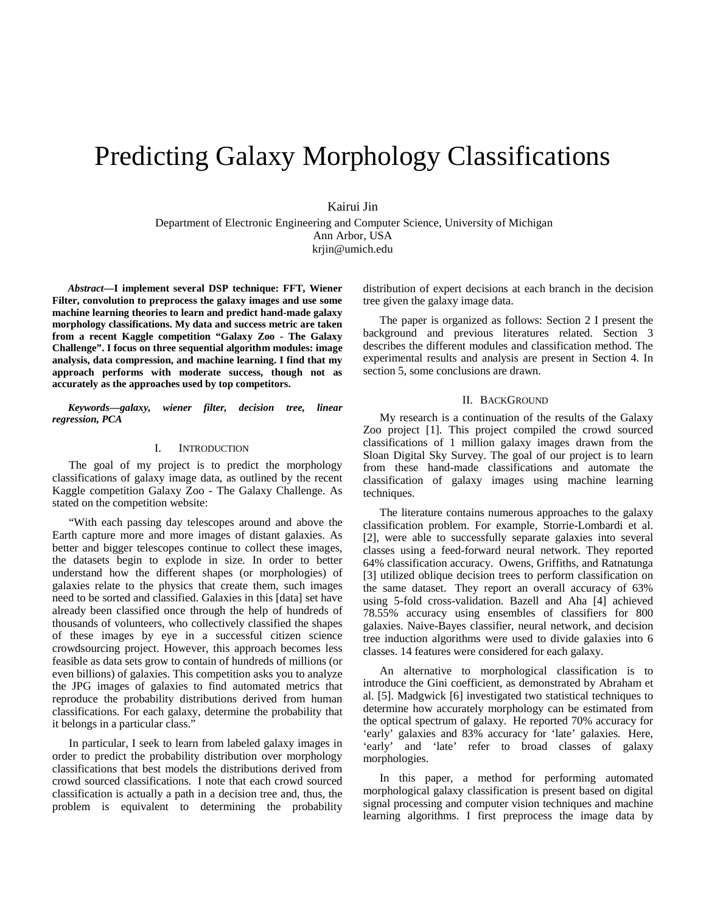# Predicting Galaxy Morphology Classifications

Kairui Jin

Department of Electronic Engineering and Computer Science, University of Michigan
Ann Arbor, USA
krjin@umich.edu

***Abstract*—I implement several DSP technique: FFT, Wiener Filter, convolution to preprocess the galaxy images and use some machine learning theories to learn and predict hand-made galaxy morphology classifications. My data and success metric are taken from a recent Kaggle competition "Galaxy Zoo - The Galaxy Challenge". I focus on three sequential algorithm modules: image analysis, data compression, and machine learning. I find that my approach performs with moderate success, though not as accurately as the approaches used by top competitors.**

***Keywords—galaxy, wiener filter, decision tree, linear regression, PCA***

## I. Introduction

The goal of my project is to predict the morphology classifications of galaxy image data, as outlined by the recent Kaggle competition Galaxy Zoo - The Galaxy Challenge. As stated on the competition website:

"With each passing day telescopes around and above the Earth capture more and more images of distant galaxies. As better and bigger telescopes continue to collect these images, the datasets begin to explode in size. In order to better understand how the different shapes (or morphologies) of galaxies relate to the physics that create them, such images need to be sorted and classified. Galaxies in this [data] set have already been classified once through the help of hundreds of thousands of volunteers, who collectively classified the shapes of these images by eye in a successful citizen science crowdsourcing project. However, this approach becomes less feasible as data sets grow to contain of hundreds of millions (or even billions) of galaxies. This competition asks you to analyze the JPG images of galaxies to find automated metrics that reproduce the probability distributions derived from human classifications. For each galaxy, determine the probability that it belongs in a particular class."

In particular, I seek to learn from labeled galaxy images in order to predict the probability distribution over morphology classifications that best models the distributions derived from crowd sourced classifications. I note that each crowd sourced classification is actually a path in a decision tree and, thus, the problem is equivalent to determining the probability distribution of expert decisions at each branch in the decision tree given the galaxy image data.

The paper is organized as follows: Section 2 I present the background and previous literatures related. Section 3 describes the different modules and classification method. The experimental results and analysis are present in Section 4. In section 5, some conclusions are drawn.

## II. BackGround

My research is a continuation of the results of the Galaxy Zoo project [1]. This project compiled the crowd sourced classifications of 1 million galaxy images drawn from the Sloan Digital Sky Survey. The goal of our project is to learn from these hand-made classifications and automate the classification of galaxy images using machine learning techniques.

The literature contains numerous approaches to the galaxy classification problem. For example, Storrie-Lombardi et al. [2], were able to successfully separate galaxies into several classes using a feed-forward neural network. They reported 64% classification accuracy. Owens, Griffiths, and Ratnatunga [3] utilized oblique decision trees to perform classification on the same dataset. They report an overall accuracy of 63% using 5-fold cross-validation. Bazell and Aha [4] achieved 78.55% accuracy using ensembles of classifiers for 800 galaxies. Naive-Bayes classifier, neural network, and decision tree induction algorithms were used to divide galaxies into 6 classes. 14 features were considered for each galaxy.

An alternative to morphological classification is to introduce the Gini coefficient, as demonstrated by Abraham et al. [5]. Madgwick [6] investigated two statistical techniques to determine how accurately morphology can be estimated from the optical spectrum of galaxy. He reported 70% accuracy for 'early' galaxies and 83% accuracy for 'late' galaxies. Here, 'early' and 'late' refer to broad classes of galaxy morphologies.

In this paper, a method for performing automated morphological galaxy classification is present based on digital signal processing and computer vision techniques and machine learning algorithms. I first preprocess the image data by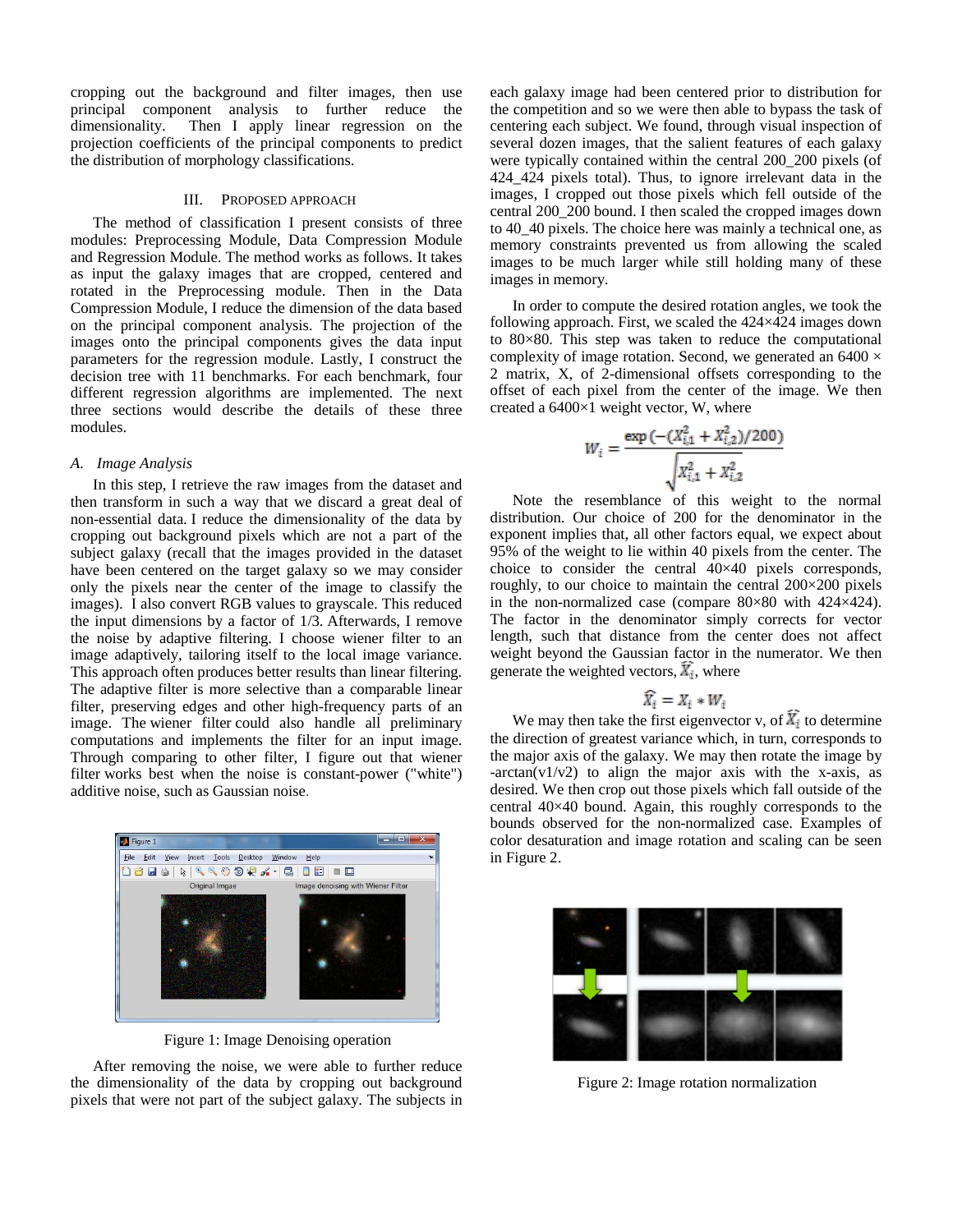cropping out the background and filter images, then use principal component analysis to further reduce the dimensionality. Then I apply linear regression on the projection coefficients of the principal components to predict the distribution of morphology classifications.

## III. PROPOSED APPROACH

The method of classification I present consists of three modules: Preprocessing Module, Data Compression Module and Regression Module. The method works as follows. It takes as input the galaxy images that are cropped, centered and rotated in the Preprocessing module. Then in the Data Compression Module, I reduce the dimension of the data based on the principal component analysis. The projection of the images onto the principal components gives the data input parameters for the regression module. Lastly, I construct the decision tree with 11 benchmarks. For each benchmark, four different regression algorithms are implemented. The next three sections would describe the details of these three modules.

### A. Image Analysis

In this step, I retrieve the raw images from the dataset and then transform in such a way that we discard a great deal of non-essential data. I reduce the dimensionality of the data by cropping out background pixels which are not a part of the subject galaxy (recall that the images provided in the dataset have been centered on the target galaxy so we may consider only the pixels near the center of the image to classify the images). I also convert RGB values to grayscale. This reduced the input dimensions by a factor of 1/3. Afterwards, I remove the noise by adaptive filtering. I choose wiener filter to an image adaptively, tailoring itself to the local image variance. This approach often produces better results than linear filtering. The adaptive filter is more selective than a comparable linear filter, preserving edges and other high-frequency parts of an image. The wiener filter could also handle all preliminary computations and implements the filter for an input image. Through comparing to other filter, I figure out that wiener filter works best when the noise is constant-power ("white") additive noise, such as Gaussian noise.

Figure 1: Image Denoising operation

After removing the noise, we were able to further reduce the dimensionality of the data by cropping out background pixels that were not part of the subject galaxy. The subjects in each galaxy image had been centered prior to distribution for the competition and so we were then able to bypass the task of centering each subject. We found, through visual inspection of several dozen images, that the salient features of each galaxy were typically contained within the central 200_200 pixels (of 424_424 pixels total). Thus, to ignore irrelevant data in the images, I cropped out those pixels which fell outside of the central 200_200 bound. I then scaled the cropped images down to 40_40 pixels. The choice here was mainly a technical one, as memory constraints prevented us from allowing the scaled images to be much larger while still holding many of these images in memory.

In order to compute the desired rotation angles, we took the following approach. First, we scaled the 424×424 images down to 80×80. This step was taken to reduce the computational complexity of image rotation. Second, we generated an 6400 × 2 matrix, X, of 2-dimensional offsets corresponding to the offset of each pixel from the center of the image. We then created a 6400×1 weight vector, W, where

$$W_i = \frac{\exp\left(-(X_{i,1}^2 + X_{i,2}^2)/200\right)}{\sqrt{X_{i,1}^2 + X_{i,2}^2}}$$

Note the resemblance of this weight to the normal distribution. Our choice of 200 for the denominator in the exponent implies that, all other factors equal, we expect about 95% of the weight to lie within 40 pixels from the center. The choice to consider the central 40×40 pixels corresponds, roughly, to our choice to maintain the central 200×200 pixels in the non-normalized case (compare 80×80 with 424×424). The factor in the denominator simply corrects for vector length, such that distance from the center does not affect weight beyond the Gaussian factor in the numerator. We then generate the weighted vectors, $\widehat{X_i}$, where

$$\widehat{X_i} = X_i * W_i$$

We may then take the first eigenvector v, of $\widehat{X_i}$ to determine the direction of greatest variance which, in turn, corresponds to the major axis of the galaxy. We may then rotate the image by -arctan(v1/v2) to align the major axis with the x-axis, as desired. We then crop out those pixels which fall outside of the central 40×40 bound. Again, this roughly corresponds to the bounds observed for the non-normalized case. Examples of color desaturation and image rotation and scaling can be seen in Figure 2.

Figure 2: Image rotation normalization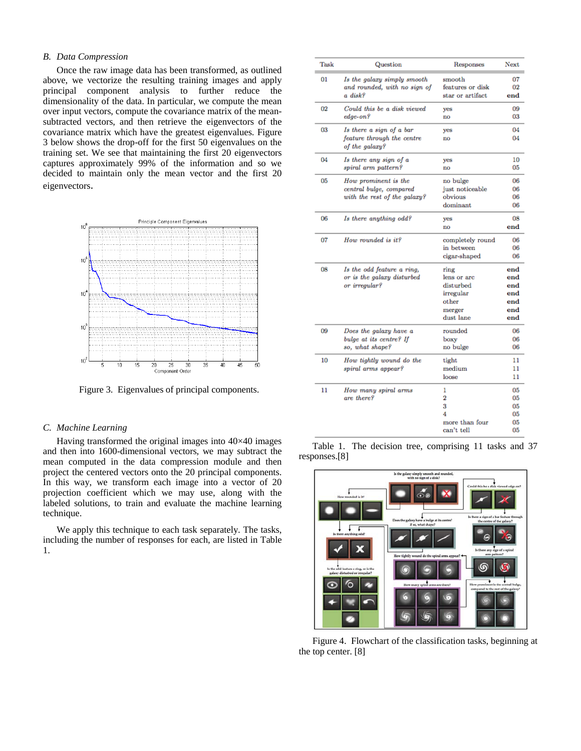### B. Data Compression

Once the raw image data has been transformed, as outlined above, we vectorize the resulting training images and apply principal component analysis to further reduce the dimensionality of the data. In particular, we compute the mean over input vectors, compute the covariance matrix of the mean-subtracted vectors, and then retrieve the eigenvectors of the covariance matrix which have the greatest eigenvalues. Figure 3 below shows the drop-off for the first 50 eigenvalues on the training set. We see that maintaining the first 20 eigenvectors captures approximately 99% of the information and so we decided to maintain only the mean vector and the first 20 eigenvectors.

Figure 3. Eigenvalues of principal components.

### C. Machine Learning

Having transformed the original images into 40×40 images and then into 1600-dimensional vectors, we may subtract the mean computed in the data compression module and then project the centered vectors onto the 20 principal components. In this way, we transform each image into a vector of 20 projection coefficient which we may use, along with the labeled solutions, to train and evaluate the machine learning technique.

We apply this technique to each task separately. The tasks, including the number of responses for each, are listed in Table 1.

| Task | Question | Responses | Next |
|---|---|---|---|
| 01 | *Is the galaxy simply smooth and rounded, with no sign of a disk?* | smooth<br>features or disk<br>star or artifact | 07<br>02<br>end |
| 02 | *Could this be a disk viewed edge-on?* | yes<br>no | 09<br>03 |
| 03 | *Is there a sign of a bar feature through the centre of the galaxy?* | yes<br>no | 04<br>04 |
| 04 | *Is there any sign of a spiral arm pattern?* | yes<br>no | 10<br>05 |
| 05 | *How prominent is the central bulge, compared with the rest of the galaxy?* | no bulge<br>just noticeable<br>obvious<br>dominant | 06<br>06<br>06<br>06 |
| 06 | *Is there anything odd?* | yes<br>no | 08<br>end |
| 07 | *How rounded is it?* | completely round<br>in between<br>cigar-shaped | 06<br>06<br>06 |
| 08 | *Is the odd feature a ring, or is the galaxy disturbed or irregular?* | ring<br>lens or arc<br>disturbed<br>irregular<br>other<br>merger<br>dust lane | end<br>end<br>end<br>end<br>end<br>end<br>end |
| 09 | *Does the galaxy have a bulge at its centre? If so, what shape?* | rounded<br>boxy<br>no bulge | 06<br>06<br>06 |
| 10 | *How tightly wound do the spiral arms appear?* | tight<br>medium<br>loose | 11<br>11<br>11 |
| 11 | *How many spiral arms are there?* | 1<br>2<br>3<br>4<br>more than four<br>can't tell | 05<br>05<br>05<br>05<br>05<br>05 |

Table 1. The decision tree, comprising 11 tasks and 37 responses.[8]

Figure 4. Flowchart of the classification tasks, beginning at the top center. [8]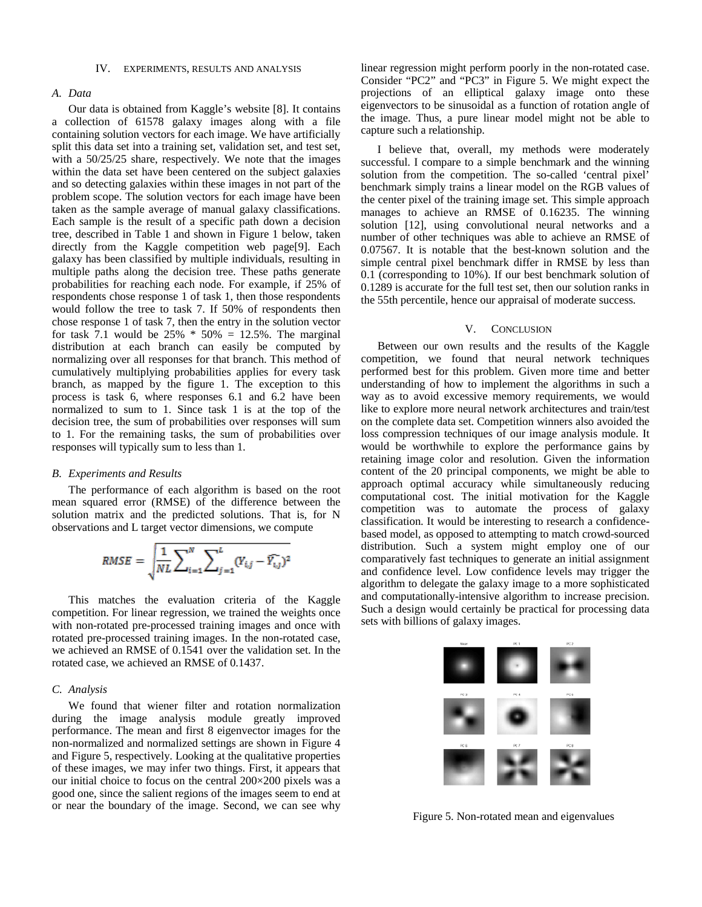## IV. EXPERIMENTS, RESULTS AND ANALYSIS

### A. Data

Our data is obtained from Kaggle's website [8]. It contains a collection of 61578 galaxy images along with a file containing solution vectors for each image. We have artificially split this data set into a training set, validation set, and test set, with a 50/25/25 share, respectively. We note that the images within the data set have been centered on the subject galaxies and so detecting galaxies within these images in not part of the problem scope. The solution vectors for each image have been taken as the sample average of manual galaxy classifications. Each sample is the result of a specific path down a decision tree, described in Table 1 and shown in Figure 1 below, taken directly from the Kaggle competition web page[9]. Each galaxy has been classified by multiple individuals, resulting in multiple paths along the decision tree. These paths generate probabilities for reaching each node. For example, if 25% of respondents chose response 1 of task 1, then those respondents would follow the tree to task 7. If 50% of respondents then chose response 1 of task 7, then the entry in the solution vector for task 7.1 would be 25% * 50% = 12.5%. The marginal distribution at each branch can easily be computed by normalizing over all responses for that branch. This method of cumulatively multiplying probabilities applies for every task branch, as mapped by the figure 1. The exception to this process is task 6, where responses 6.1 and 6.2 have been normalized to sum to 1. Since task 1 is at the top of the decision tree, the sum of probabilities over responses will sum to 1. For the remaining tasks, the sum of probabilities over responses will typically sum to less than 1.

### B. Experiments and Results

The performance of each algorithm is based on the root mean squared error (RMSE) of the difference between the solution matrix and the predicted solutions. That is, for N observations and L target vector dimensions, we compute

$$RMSE = \sqrt{\frac{1}{NL}\sum_{i=1}^{N}\sum_{j=1}^{L}(Y_{i,j} - \widehat{Y_{i,j}})^2}$$

This matches the evaluation criteria of the Kaggle competition. For linear regression, we trained the weights once with non-rotated pre-processed training images and once with rotated pre-processed training images. In the non-rotated case, we achieved an RMSE of 0.1541 over the validation set. In the rotated case, we achieved an RMSE of 0.1437.

### C. Analysis

We found that wiener filter and rotation normalization during the image analysis module greatly improved performance. The mean and first 8 eigenvector images for the non-normalized and normalized settings are shown in Figure 4 and Figure 5, respectively. Looking at the qualitative properties of these images, we may infer two things. First, it appears that our initial choice to focus on the central 200×200 pixels was a good one, since the salient regions of the images seem to end at or near the boundary of the image. Second, we can see why linear regression might perform poorly in the non-rotated case. Consider "PC2" and "PC3" in Figure 5. We might expect the projections of an elliptical galaxy image onto these eigenvectors to be sinusoidal as a function of rotation angle of the image. Thus, a pure linear model might not be able to capture such a relationship.

I believe that, overall, my methods were moderately successful. I compare to a simple benchmark and the winning solution from the competition. The so-called 'central pixel' benchmark simply trains a linear model on the RGB values of the center pixel of the training image set. This simple approach manages to achieve an RMSE of 0.16235. The winning solution [12], using convolutional neural networks and a number of other techniques was able to achieve an RMSE of 0.07567. It is notable that the best-known solution and the simple central pixel benchmark differ in RMSE by less than 0.1 (corresponding to 10%). If our best benchmark solution of 0.1289 is accurate for the full test set, then our solution ranks in the 55th percentile, hence our appraisal of moderate success.

## V. CONCLUSION

Between our own results and the results of the Kaggle competition, we found that neural network techniques performed best for this problem. Given more time and better understanding of how to implement the algorithms in such a way as to avoid excessive memory requirements, we would like to explore more neural network architectures and train/test on the complete data set. Competition winners also avoided the loss compression techniques of our image analysis module. It would be worthwhile to explore the performance gains by retaining image color and resolution. Given the information content of the 20 principal components, we might be able to approach optimal accuracy while simultaneously reducing computational cost. The initial motivation for the Kaggle competition was to automate the process of galaxy classification. It would be interesting to research a confidence-based model, as opposed to attempting to match crowd-sourced distribution. Such a system might employ one of our comparatively fast techniques to generate an initial assignment and confidence level. Low confidence levels may trigger the algorithm to delegate the galaxy image to a more sophisticated and computationally-intensive algorithm to increase precision. Such a design would certainly be practical for processing data sets with billions of galaxy images.

Figure 5. Non-rotated mean and eigenvalues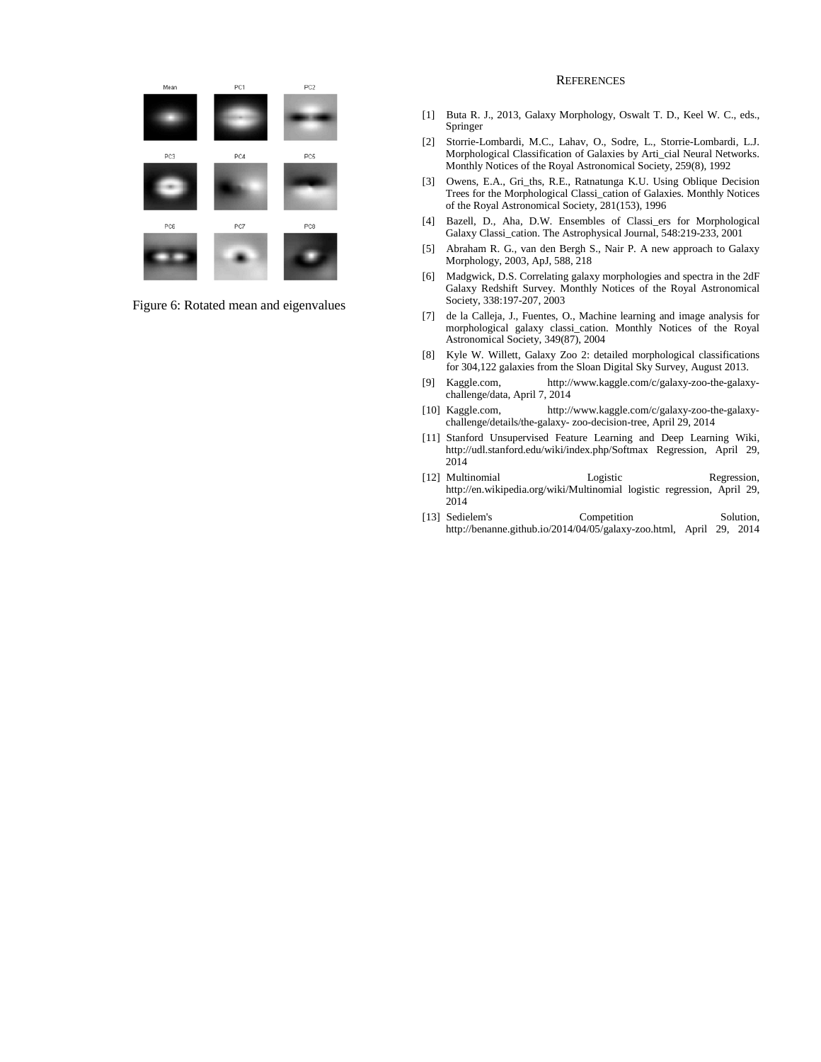Mean PC1 PC2

PC3 PC4 PC5

PC6 PC7 PC8

Figure 6: Rotated mean and eigenvalues

## REFERENCES

[1] Buta R. J., 2013, Galaxy Morphology, Oswalt T. D., Keel W. C., eds., Springer

[2] Storrie-Lombardi, M.C., Lahav, O., Sodre, L., Storrie-Lombardi, L.J. Morphological Classification of Galaxies by Arti_cial Neural Networks. Monthly Notices of the Royal Astronomical Society, 259(8), 1992

[3] Owens, E.A., Gri_ths, R.E., Ratnatunga K.U. Using Oblique Decision Trees for the Morphological Classi_cation of Galaxies. Monthly Notices of the Royal Astronomical Society, 281(153), 1996

[4] Bazell, D., Aha, D.W. Ensembles of Classi_ers for Morphological Galaxy Classi_cation. The Astrophysical Journal, 548:219-233, 2001

[5] Abraham R. G., van den Bergh S., Nair P. A new approach to Galaxy Morphology, 2003, ApJ, 588, 218

[6] Madgwick, D.S. Correlating galaxy morphologies and spectra in the 2dF Galaxy Redshift Survey. Monthly Notices of the Royal Astronomical Society, 338:197-207, 2003

[7] de la Calleja, J., Fuentes, O., Machine learning and image analysis for morphological galaxy classi_cation. Monthly Notices of the Royal Astronomical Society, 349(87), 2004

[8] Kyle W. Willett, Galaxy Zoo 2: detailed morphological classifications for 304,122 galaxies from the Sloan Digital Sky Survey, August 2013.

[9] Kaggle.com, http://www.kaggle.com/c/galaxy-zoo-the-galaxy-challenge/data, April 7, 2014

[10] Kaggle.com, http://www.kaggle.com/c/galaxy-zoo-the-galaxy-challenge/details/the-galaxy- zoo-decision-tree, April 29, 2014

[11] Stanford Unsupervised Feature Learning and Deep Learning Wiki, http://udl.stanford.edu/wiki/index.php/Softmax Regression, April 29, 2014

[12] Multinomial Logistic Regression, http://en.wikipedia.org/wiki/Multinomial logistic regression, April 29, 2014

[13] Sedielem's Competition Solution, http://benanne.github.io/2014/04/05/galaxy-zoo.html, April 29, 2014